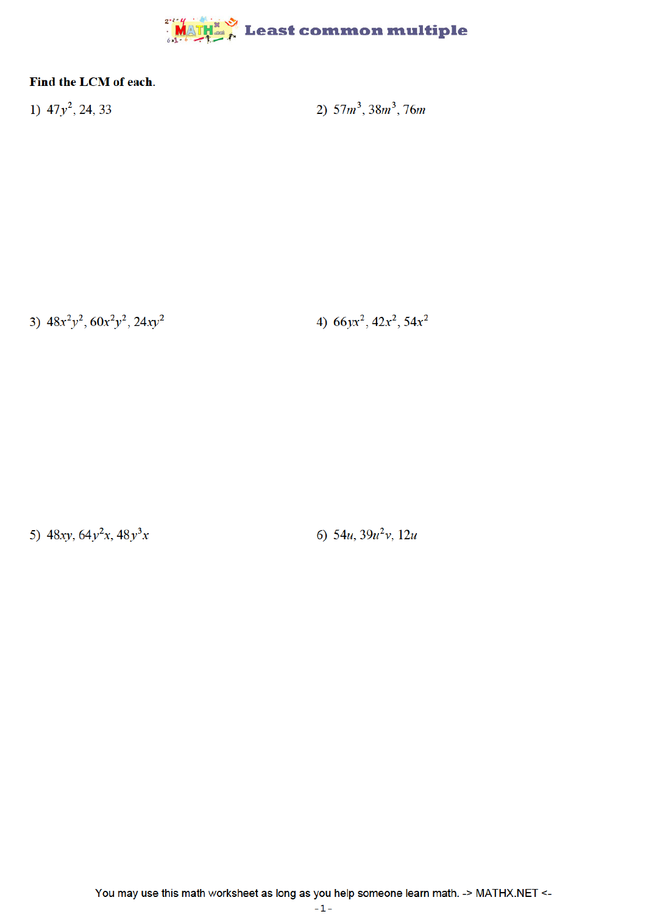# Least common multiple

**Find the LCM of each.**

1) $47y^2$, $24$, $33$

2) $57m^3$, $38m^3$, $76m$

3) $48x^2y^2$, $60x^2y^2$, $24xy^2$

4) $66yx^2$, $42x^2$, $54x^2$

5) $48xy$, $64y^2x$, $48y^3x$

6) $54u$, $39u^2v$, $12u$

You may use this math worksheet as long as you help someone learn math. -> MATHX.NET <-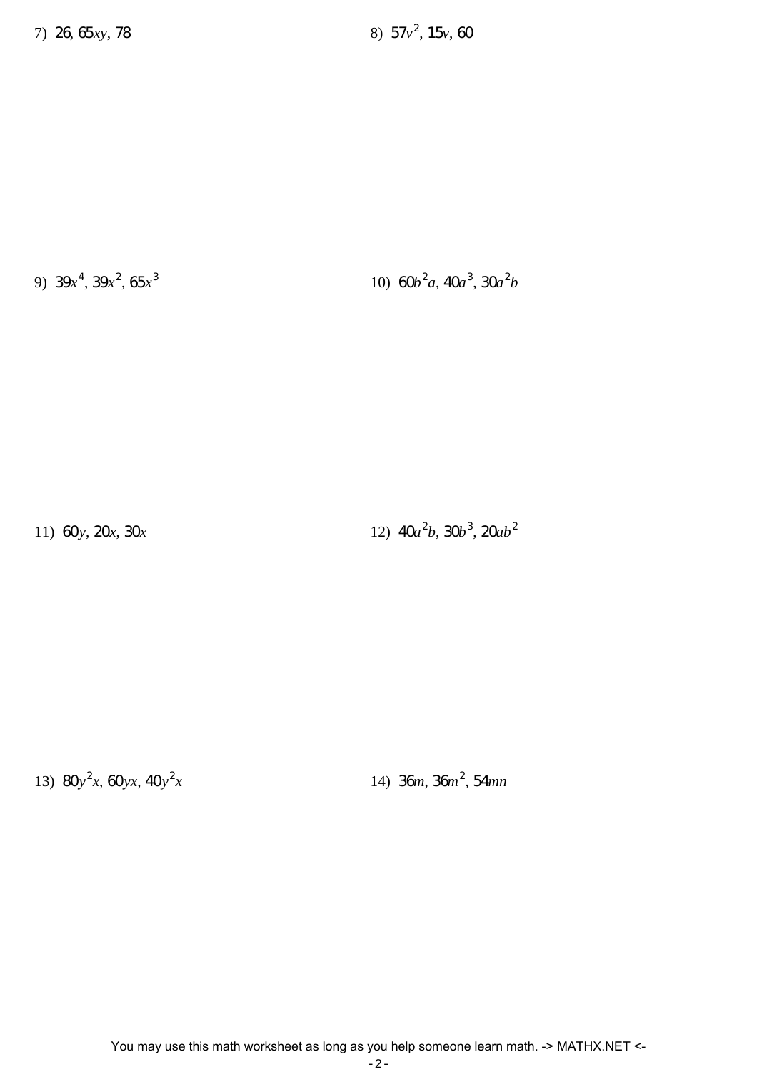7) $26, 65xy, 78$

8) $57v^2, 15v, 60$

9) $39x^4, 39x^2, 65x^3$

10) $60b^2a, 40a^3, 30a^2b$

11) $60y, 20x, 30x$

12) $40a^2b, 30b^3, 20ab^2$

13) $80y^2x, 60yx, 40y^2x$

14) $36m, 36m^2, 54mn$

You may use this math worksheet as long as you help someone learn math. -> MATHX.NET <-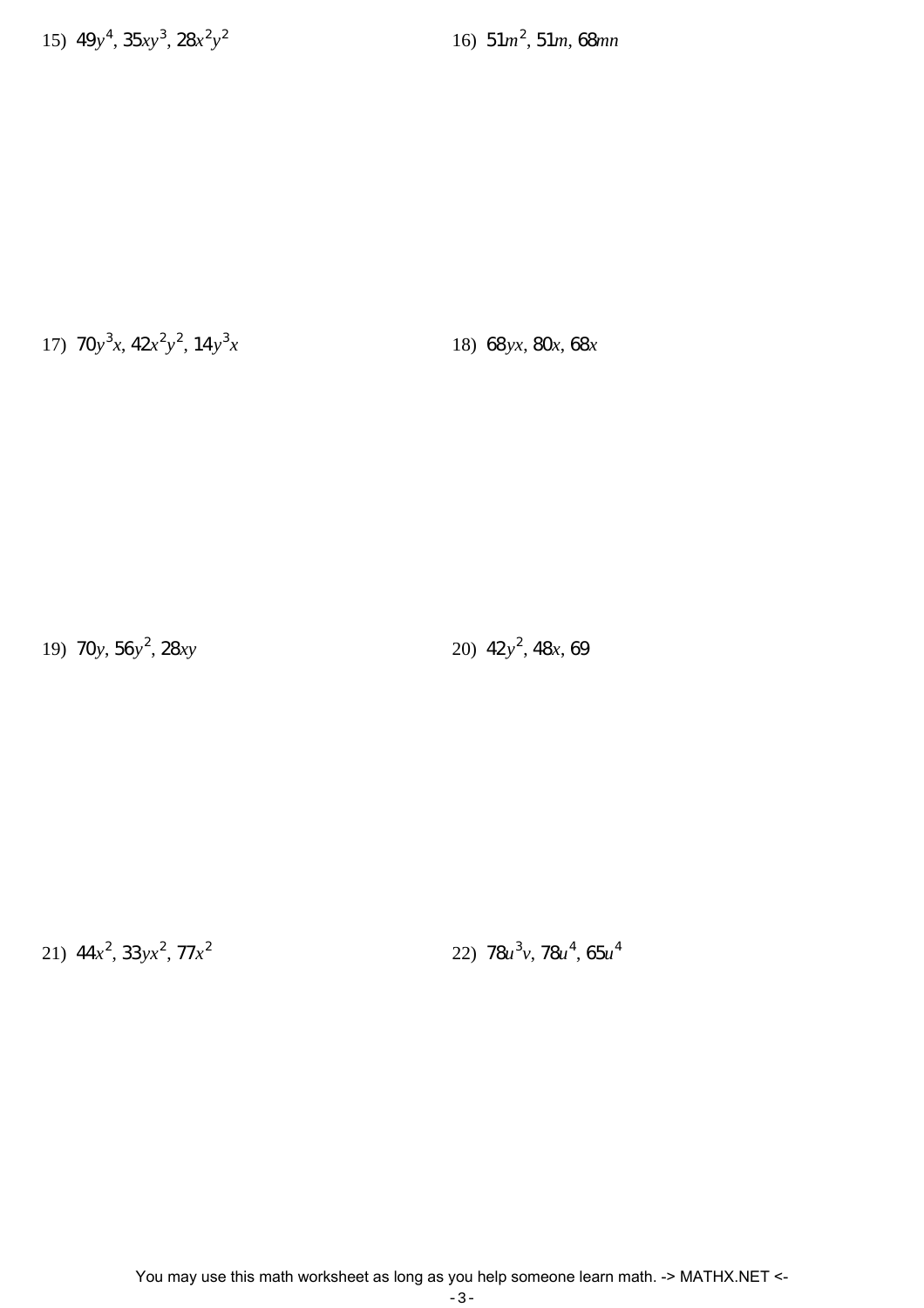15) $49y^4, 35xy^3, 28x^2y^2$

16) $51m^2, 51m, 68mn$

17) $70y^3x, 42x^2y^2, 14y^3x$

18) $68yx, 80x, 68x$

19) $70y, 56y^2, 28xy$

20) $42y^2, 48x, 69$

21) $44x^2, 33yx^2, 77x^2$

22) $78u^3v, 78u^4, 65u^4$

You may use this math worksheet as long as you help someone learn math. -> MATHX.NET <-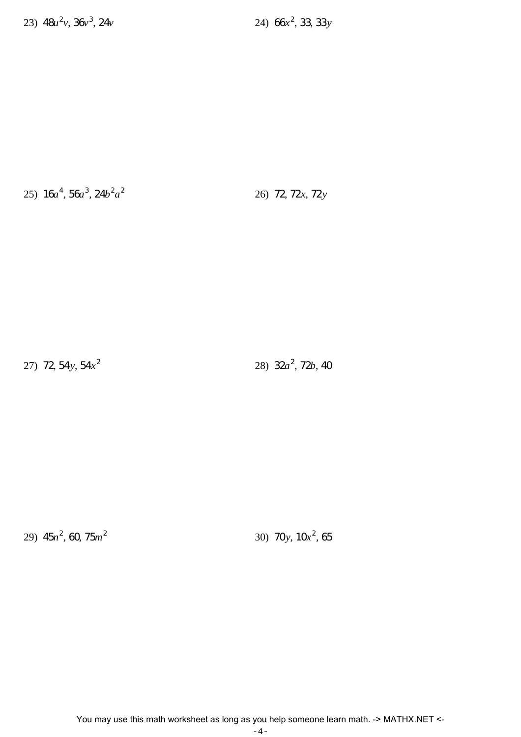23) $48u^2v, 36v^3, 24v$

24) $66x^2, 33, 33y$

25) $16a^4, 56a^3, 24b^2a^2$

26) $72, 72x, 72y$

27) $72, 54y, 54x^2$

28) $32a^2, 72b, 40$

29) $45n^2, 60, 75m^2$

30) $70y, 10x^2, 65$

You may use this math worksheet as long as you help someone learn math. -> MATHX.NET <-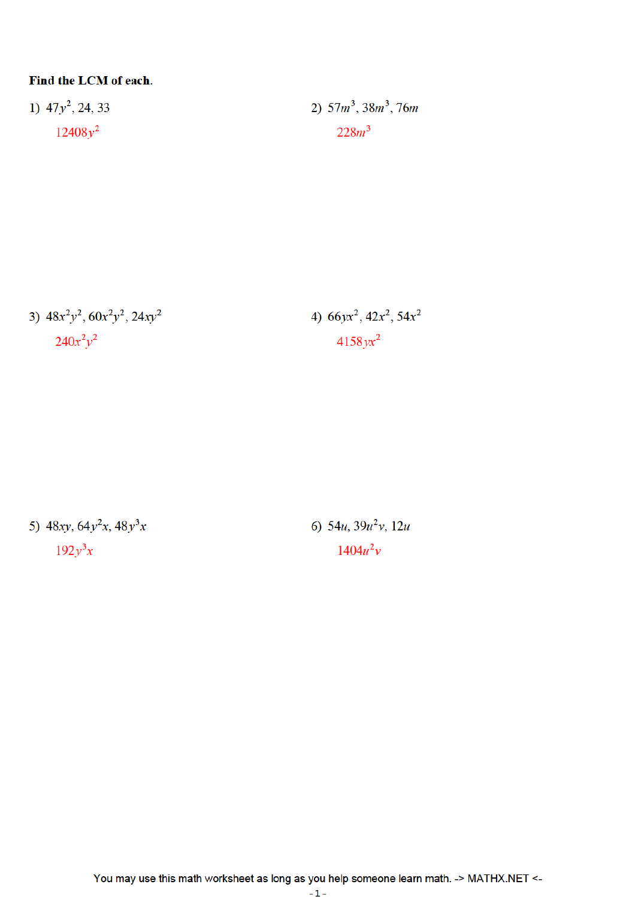**Find the LCM of each.**

1) $47y^2$, $24$, $33$

$12408y^2$

2) $57m^3$, $38m^3$, $76m$

$228m^3$

3) $48x^2y^2$, $60x^2y^2$, $24xy^2$

$240x^2y^2$

4) $66yx^2$, $42x^2$, $54x^2$

$4158yx^2$

5) $48xy$, $64y^2x$, $48y^3x$

$192y^3x$

6) $54u$, $39u^2v$, $12u$

$1404u^2v$

You may use this math worksheet as long as you help someone learn math. -> MATHX.NET <-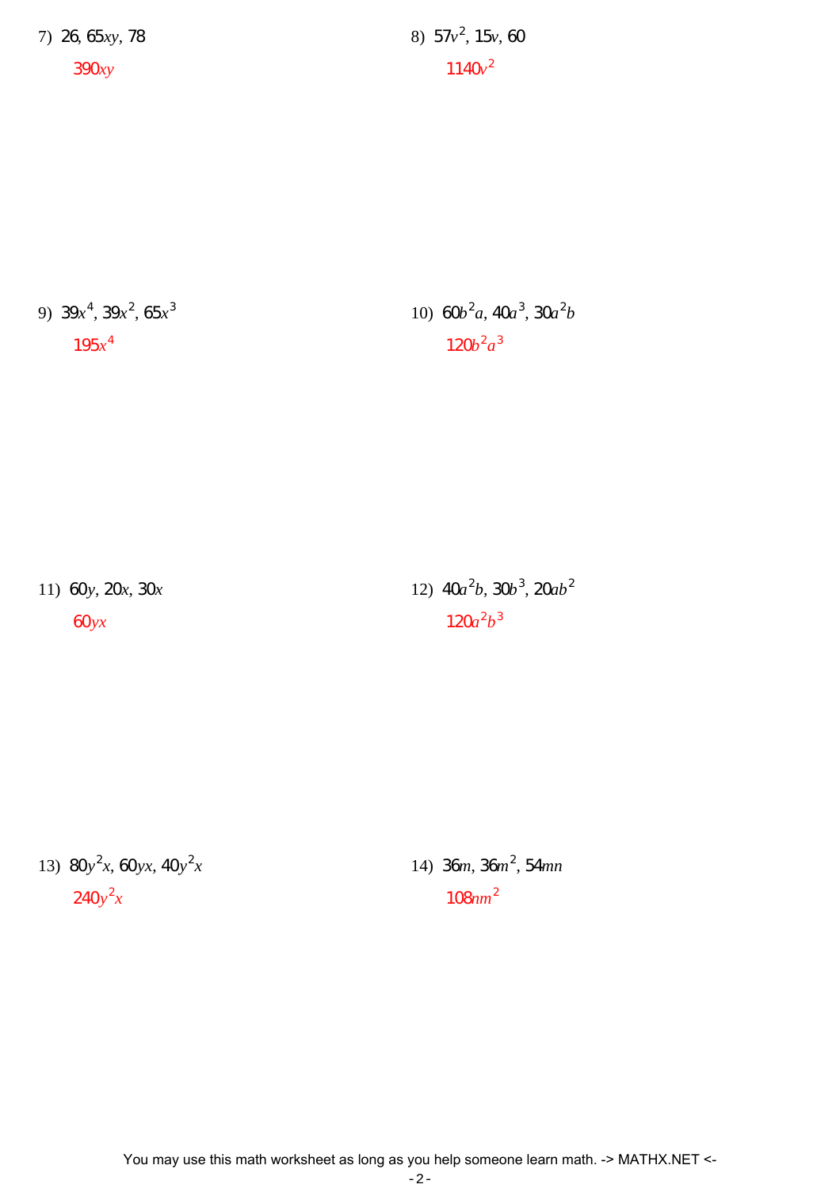7) $26, 65xy, 78$

$390xy$

8) $57v^2, 15v, 60$

$1140v^2$

9) $39x^4, 39x^2, 65x^3$

$195x^4$

10) $60b^2a, 40a^3, 30a^2b$

$120b^2a^3$

11) $60y, 20x, 30x$

$60yx$

12) $40a^2b, 30b^3, 20ab^2$

$120a^2b^3$

13) $80y^2x, 60yx, 40y^2x$

$240y^2x$

14) $36m, 36m^2, 54mn$

$108nm^2$

You may use this math worksheet as long as you help someone learn math. -> MATHX.NET <-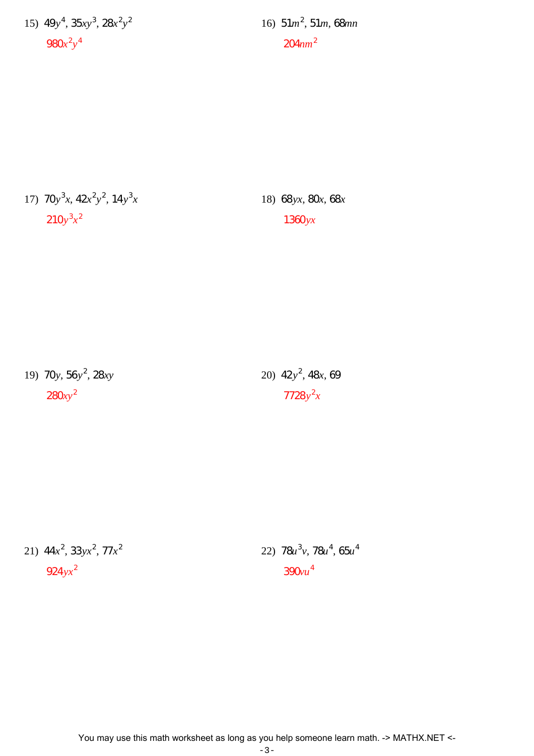15) $49y^4$, $35xy^3$, $28x^2y^2$

$980x^2y^4$

16) $51m^2$, $51m$, $68mn$

$204nm^2$

17) $70y^3x$, $42x^2y^2$, $14y^3x$

$210y^3x^2$

18) $68yx$, $80x$, $68x$

$1360yx$

19) $70y$, $56y^2$, $28xy$

$280xy^2$

20) $42y^2$, $48x$, $69$

$7728y^2x$

21) $44x^2$, $33yx^2$, $77x^2$

$924yx^2$

22) $78u^3v$, $78u^4$, $65u^4$

$390vu^4$

You may use this math worksheet as long as you help someone learn math. -> MATHX.NET <-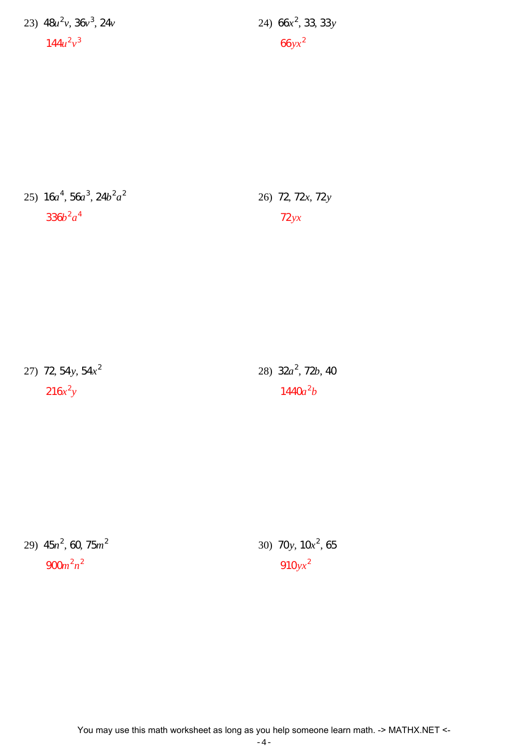23) $48u^2v$, $36v^3$, $24v$

$144u^2v^3$

24) $66x^2$, $33$, $33y$

$66yx^2$

25) $16a^4$, $56a^3$, $24b^2a^2$

$336b^2a^4$

26) $72$, $72x$, $72y$

$72yx$

27) $72$, $54y$, $54x^2$

$216x^2y$

28) $32a^2$, $72b$, $40$

$1440a^2b$

29) $45n^2$, $60$, $75m^2$

$900m^2n^2$

30) $70y$, $10x^2$, $65$

$910yx^2$

You may use this math worksheet as long as you help someone learn math. -> MATHX.NET <-